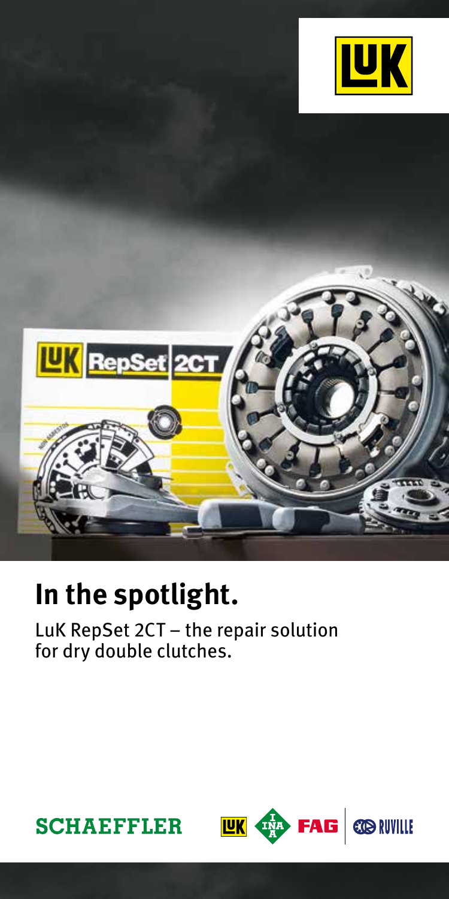# In the spotlight.

LuK RepSet 2CT – the repair solution for dry double clutches.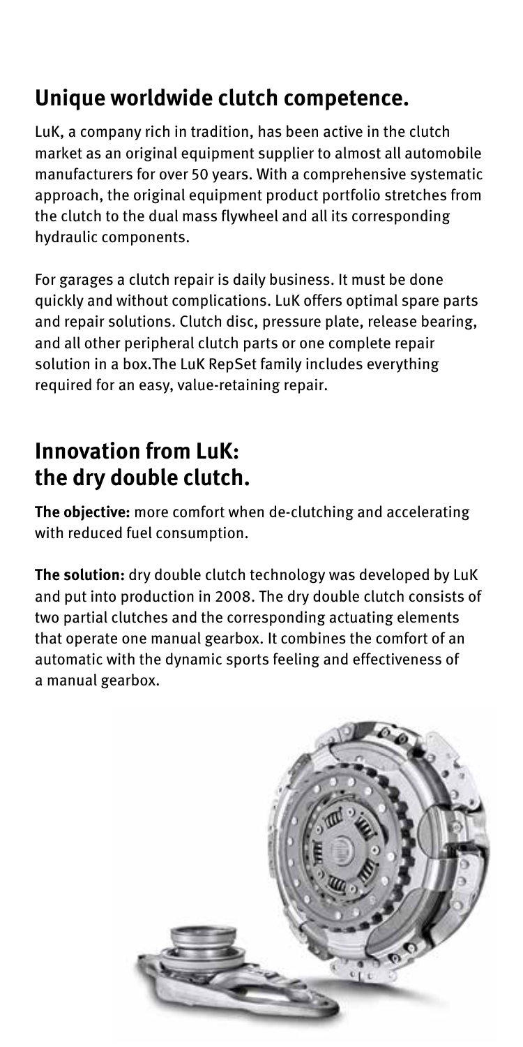## Unique worldwide clutch competence.

LuK, a company rich in tradition, has been active in the clutch market as an original equipment supplier to almost all automobile manufacturers for over 50 years. With a comprehensive systematic approach, the original equipment product portfolio stretches from the clutch to the dual mass flywheel and all its corresponding hydraulic components.

For garages a clutch repair is daily business. It must be done quickly and without complications. LuK offers optimal spare parts and repair solutions. Clutch disc, pressure plate, release bearing, and all other peripheral clutch parts or one complete repair solution in a box.The LuK RepSet family includes everything required for an easy, value-retaining repair.

## Innovation from LuK: the dry double clutch.

**The objective:** more comfort when de-clutching and accelerating with reduced fuel consumption.

**The solution:** dry double clutch technology was developed by LuK and put into production in 2008. The dry double clutch consists of two partial clutches and the corresponding actuating elements that operate one manual gearbox. It combines the comfort of an automatic with the dynamic sports feeling and effectiveness of a manual gearbox.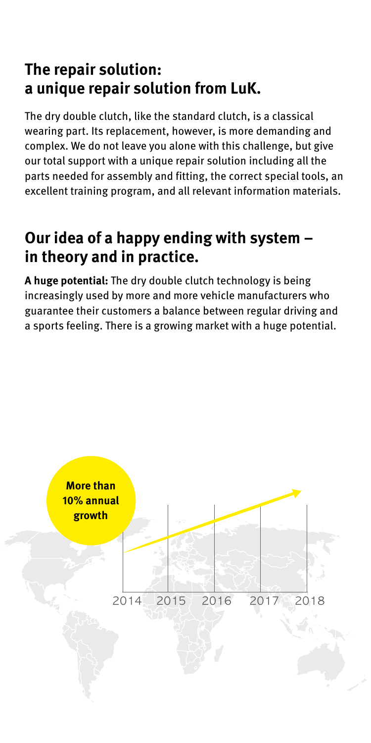## The repair solution: a unique repair solution from LuK.

The dry double clutch, like the standard clutch, is a classical wearing part. Its replacement, however, is more demanding and complex. We do not leave you alone with this challenge, but give our total support with a unique repair solution including all the parts needed for assembly and fitting, the correct special tools, an excellent training program, and all relevant information materials.

## Our idea of a happy ending with system – in theory and in practice.

**A huge potential:** The dry double clutch technology is being increasingly used by more and more vehicle manufacturers who guarantee their customers a balance between regular driving and a sports feeling. There is a growing market with a huge potential.

**More than 10% annual growth**

2014 2015 2016 2017 2018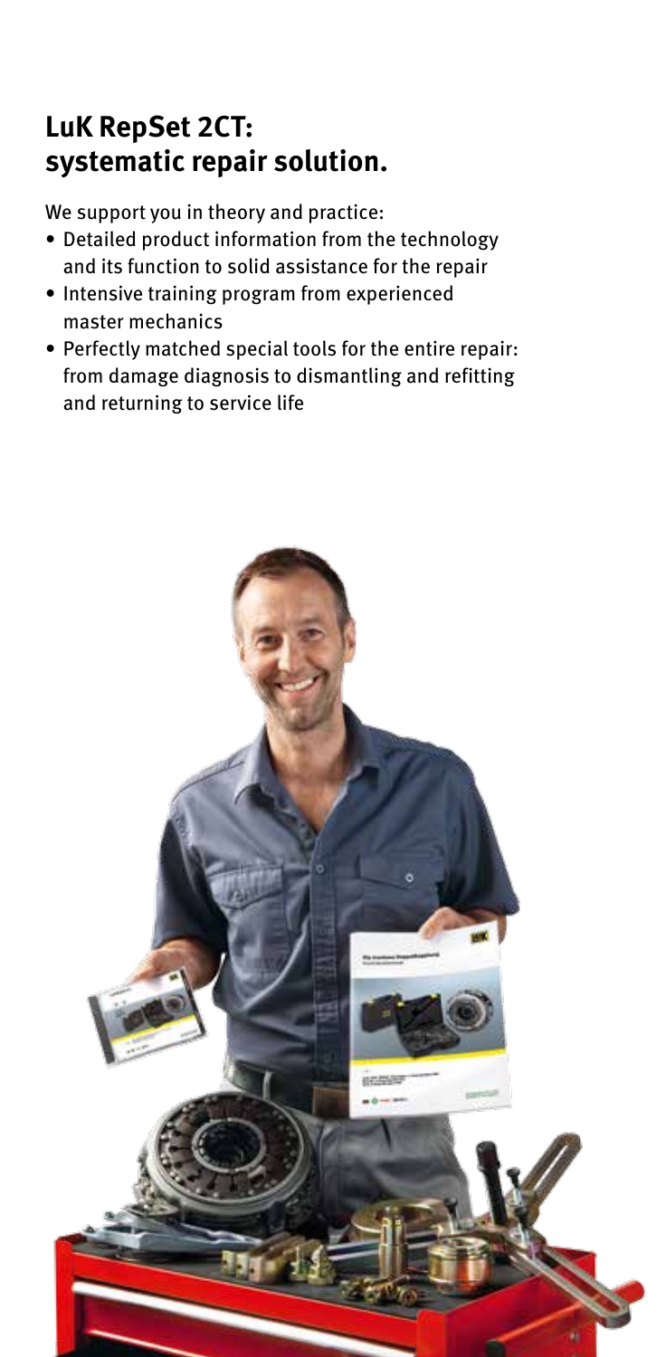## LuK RepSet 2CT: systematic repair solution.

We support you in theory and practice:

- Detailed product information from the technology and its function to solid assistance for the repair
- Intensive training program from experienced master mechanics
- Perfectly matched special tools for the entire repair: from damage diagnosis to dismantling and refitting and returning to service life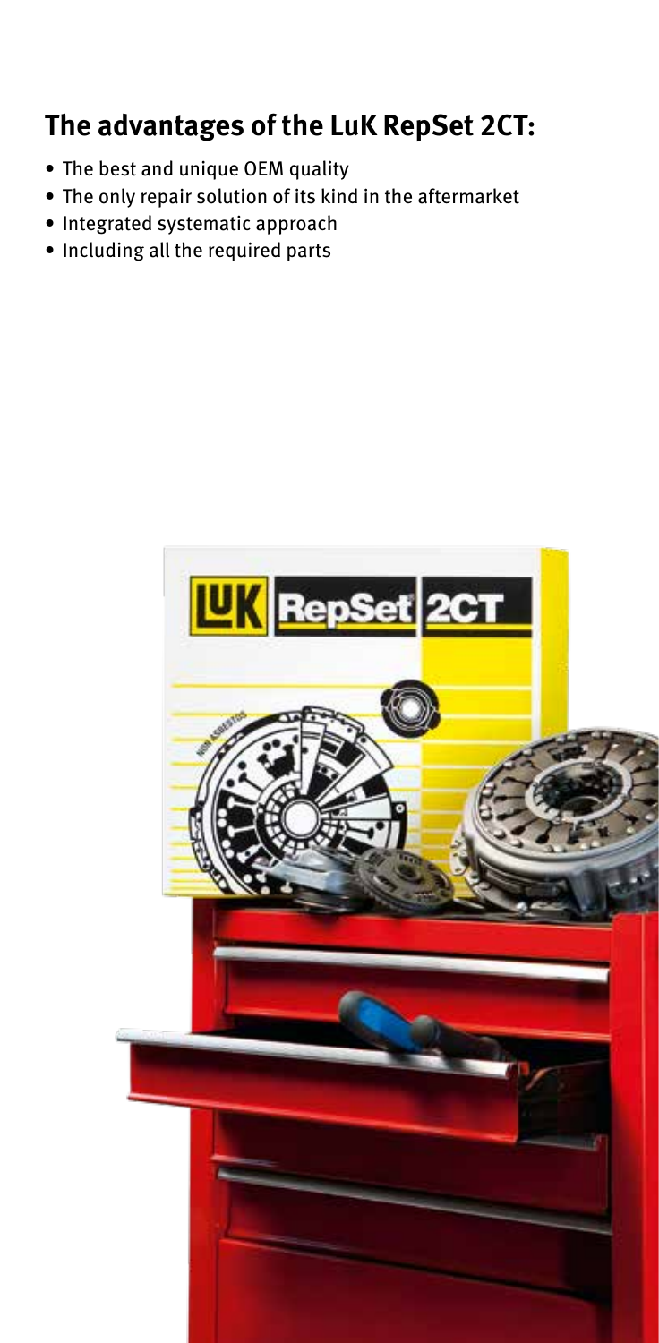## The advantages of the LuK RepSet 2CT:

- The best and unique OEM quality
- The only repair solution of its kind in the aftermarket
- Integrated systematic approach
- Including all the required parts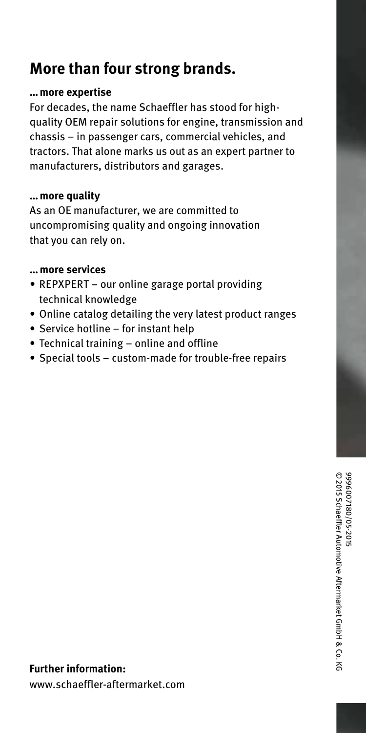## More than four strong brands.

**… more expertise**

For decades, the name Schaeffler has stood for high-quality OEM repair solutions for engine, transmission and chassis – in passenger cars, commercial vehicles, and tractors. That alone marks us out as an expert partner to manufacturers, distributors and garages.

**… more quality**

As an OE manufacturer, we are committed to uncompromising quality and ongoing innovation that you can rely on.

**… more services**

- REPXPERT – our online garage portal providing technical knowledge
- Online catalog detailing the very latest product ranges
- Service hotline – for instant help
- Technical training – online and offline
- Special tools – custom-made for trouble-free repairs

**Further information:**
www.schaeffler-aftermarket.com

999 6007 180/05-2015
© 2015 Schaeffler Automotive Aftermarket GmbH & Co. KG